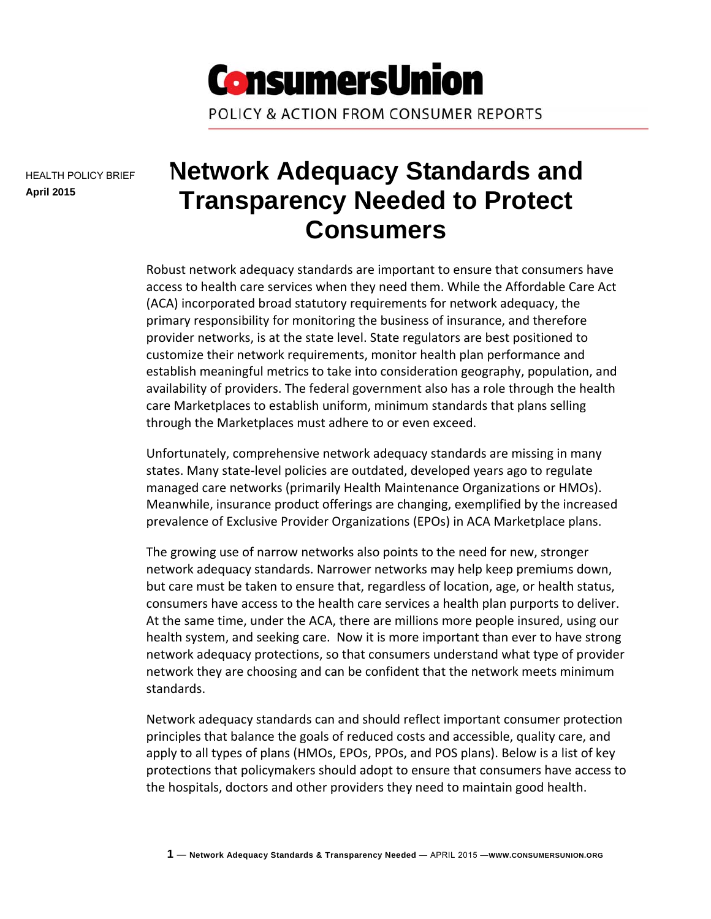ConsumersUnion

POLICY & ACTION FROM CONSUMER REPORTS

HEALTH POLICY BRIEF
**April 2015**

# Network Adequacy Standards and Transparency Needed to Protect Consumers

Robust network adequacy standards are important to ensure that consumers have access to health care services when they need them. While the Affordable Care Act (ACA) incorporated broad statutory requirements for network adequacy, the primary responsibility for monitoring the business of insurance, and therefore provider networks, is at the state level. State regulators are best positioned to customize their network requirements, monitor health plan performance and establish meaningful metrics to take into consideration geography, population, and availability of providers. The federal government also has a role through the health care Marketplaces to establish uniform, minimum standards that plans selling through the Marketplaces must adhere to or even exceed.

Unfortunately, comprehensive network adequacy standards are missing in many states. Many state-level policies are outdated, developed years ago to regulate managed care networks (primarily Health Maintenance Organizations or HMOs). Meanwhile, insurance product offerings are changing, exemplified by the increased prevalence of Exclusive Provider Organizations (EPOs) in ACA Marketplace plans.

The growing use of narrow networks also points to the need for new, stronger network adequacy standards. Narrower networks may help keep premiums down, but care must be taken to ensure that, regardless of location, age, or health status, consumers have access to the health care services a health plan purports to deliver. At the same time, under the ACA, there are millions more people insured, using our health system, and seeking care. Now it is more important than ever to have strong network adequacy protections, so that consumers understand what type of provider network they are choosing and can be confident that the network meets minimum standards.

Network adequacy standards can and should reflect important consumer protection principles that balance the goals of reduced costs and accessible, quality care, and apply to all types of plans (HMOs, EPOs, PPOs, and POS plans). Below is a list of key protections that policymakers should adopt to ensure that consumers have access to the hospitals, doctors and other providers they need to maintain good health.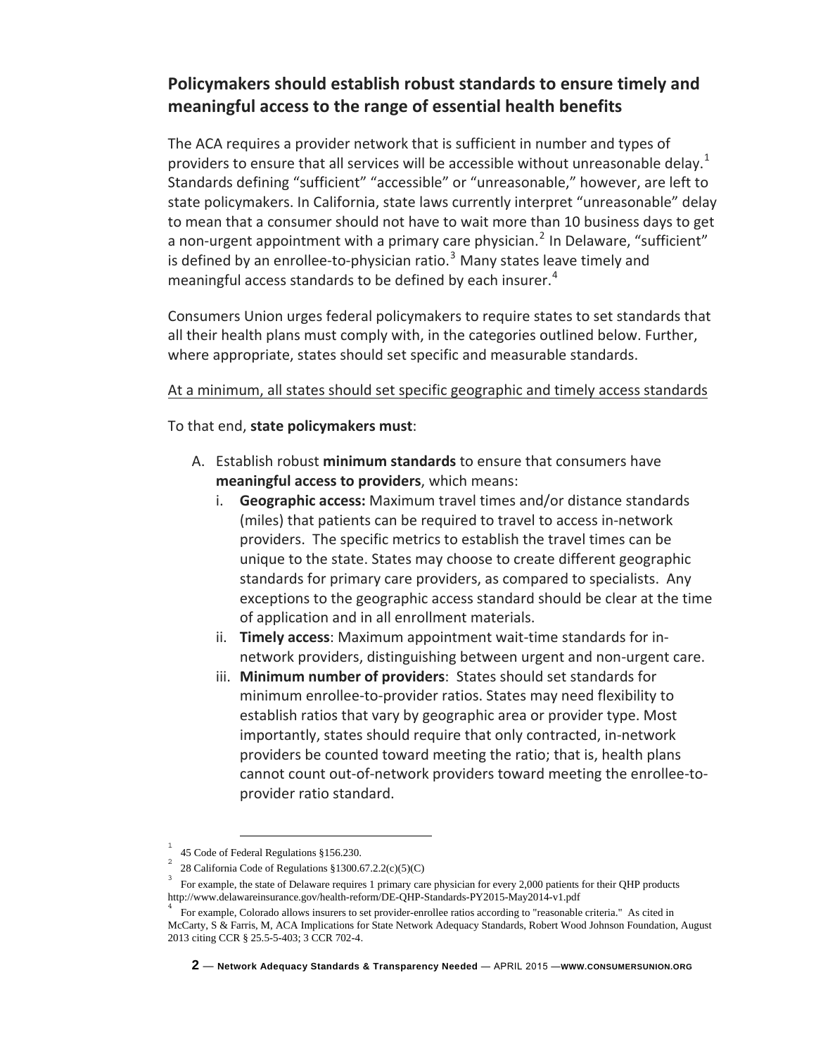## Policymakers should establish robust standards to ensure timely and meaningful access to the range of essential health benefits

The ACA requires a provider network that is sufficient in number and types of providers to ensure that all services will be accessible without unreasonable delay.[1] Standards defining "sufficient" "accessible" or "unreasonable," however, are left to state policymakers. In California, state laws currently interpret "unreasonable" delay to mean that a consumer should not have to wait more than 10 business days to get a non-urgent appointment with a primary care physician.[2] In Delaware, "sufficient" is defined by an enrollee-to-physician ratio.[3] Many states leave timely and meaningful access standards to be defined by each insurer.[4]

Consumers Union urges federal policymakers to require states to set standards that all their health plans must comply with, in the categories outlined below. Further, where appropriate, states should set specific and measurable standards.

<u>At a minimum, all states should set specific geographic and timely access standards</u>

To that end, **state policymakers must**:

A. Establish robust **minimum standards** to ensure that consumers have **meaningful access to providers**, which means:
   i. **Geographic access:** Maximum travel times and/or distance standards (miles) that patients can be required to travel to access in-network providers. The specific metrics to establish the travel times can be unique to the state. States may choose to create different geographic standards for primary care providers, as compared to specialists. Any exceptions to the geographic access standard should be clear at the time of application and in all enrollment materials.
   ii. **Timely access**: Maximum appointment wait-time standards for in-network providers, distinguishing between urgent and non-urgent care.
   iii. **Minimum number of providers**: States should set standards for minimum enrollee-to-provider ratios. States may need flexibility to establish ratios that vary by geographic area or provider type. Most importantly, states should require that only contracted, in-network providers be counted toward meeting the ratio; that is, health plans cannot count out-of-network providers toward meeting the enrollee-to-provider ratio standard.

---

[1] 45 Code of Federal Regulations §156.230.

[2] 28 California Code of Regulations §1300.67.2.2(c)(5)(C)

[3] For example, the state of Delaware requires 1 primary care physician for every 2,000 patients for their QHP products http://www.delawareinsurance.gov/health-reform/DE-QHP-Standards-PY2015-May2014-v1.pdf

[4] For example, Colorado allows insurers to set provider-enrollee ratios according to "reasonable criteria." As cited in McCarty, S & Farris, M, ACA Implications for State Network Adequacy Standards, Robert Wood Johnson Foundation, August 2013 citing CCR § 25.5-5-403; 3 CCR 702-4.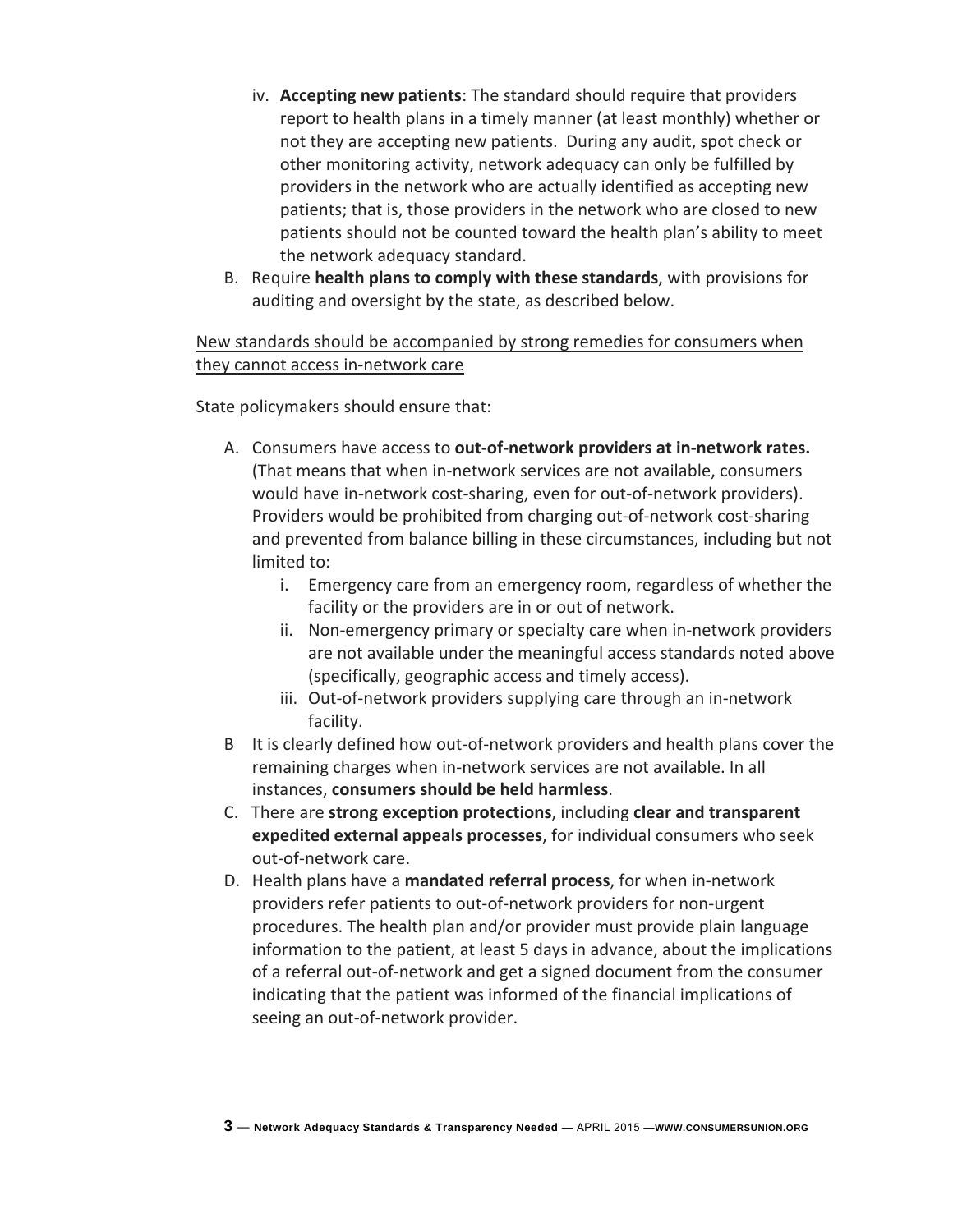iv. **Accepting new patients**: The standard should require that providers report to health plans in a timely manner (at least monthly) whether or not they are accepting new patients. During any audit, spot check or other monitoring activity, network adequacy can only be fulfilled by providers in the network who are actually identified as accepting new patients; that is, those providers in the network who are closed to new patients should not be counted toward the health plan's ability to meet the network adequacy standard.

B. Require **health plans to comply with these standards**, with provisions for auditing and oversight by the state, as described below.

<u>New standards should be accompanied by strong remedies for consumers when they cannot access in-network care</u>

State policymakers should ensure that:

A. Consumers have access to **out-of-network providers at in-network rates.** (That means that when in-network services are not available, consumers would have in-network cost-sharing, even for out-of-network providers). Providers would be prohibited from charging out-of-network cost-sharing and prevented from balance billing in these circumstances, including but not limited to:
   i. Emergency care from an emergency room, regardless of whether the facility or the providers are in or out of network.
   ii. Non-emergency primary or specialty care when in-network providers are not available under the meaningful access standards noted above (specifically, geographic access and timely access).
   iii. Out-of-network providers supplying care through an in-network facility.

B It is clearly defined how out-of-network providers and health plans cover the remaining charges when in-network services are not available. In all instances, **consumers should be held harmless**.

C. There are **strong exception protections**, including **clear and transparent expedited external appeals processes**, for individual consumers who seek out-of-network care.

D. Health plans have a **mandated referral process**, for when in-network providers refer patients to out-of-network providers for non-urgent procedures. The health plan and/or provider must provide plain language information to the patient, at least 5 days in advance, about the implications of a referral out-of-network and get a signed document from the consumer indicating that the patient was informed of the financial implications of seeing an out-of-network provider.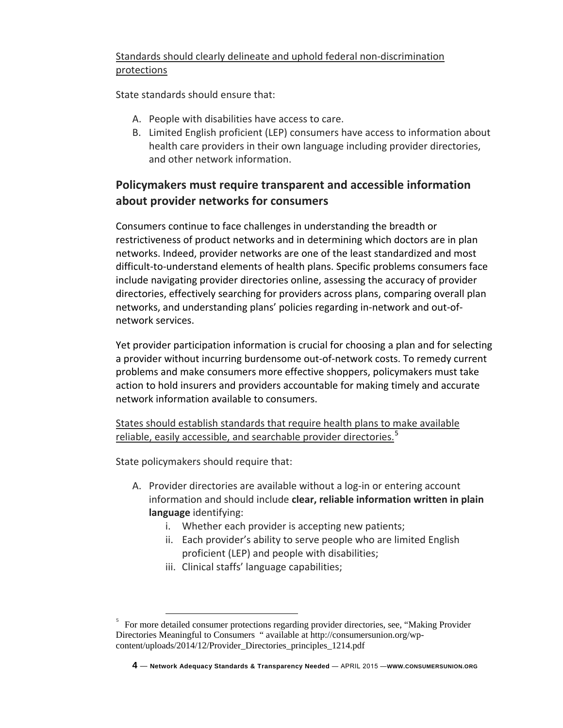Standards should clearly delineate and uphold federal non-discrimination protections

State standards should ensure that:

A. People with disabilities have access to care.
B. Limited English proficient (LEP) consumers have access to information about health care providers in their own language including provider directories, and other network information.

## Policymakers must require transparent and accessible information about provider networks for consumers

Consumers continue to face challenges in understanding the breadth or restrictiveness of product networks and in determining which doctors are in plan networks. Indeed, provider networks are one of the least standardized and most difficult-to-understand elements of health plans. Specific problems consumers face include navigating provider directories online, assessing the accuracy of provider directories, effectively searching for providers across plans, comparing overall plan networks, and understanding plans' policies regarding in-network and out-of-network services.

Yet provider participation information is crucial for choosing a plan and for selecting a provider without incurring burdensome out-of-network costs. To remedy current problems and make consumers more effective shoppers, policymakers must take action to hold insurers and providers accountable for making timely and accurate network information available to consumers.

States should establish standards that require health plans to make available reliable, easily accessible, and searchable provider directories.[5]

State policymakers should require that:

A. Provider directories are available without a log-in or entering account information and should include **clear, reliable information written in plain language** identifying:
    i. Whether each provider is accepting new patients;
    ii. Each provider's ability to serve people who are limited English proficient (LEP) and people with disabilities;
    iii. Clinical staffs' language capabilities;

[5] For more detailed consumer protections regarding provider directories, see, "Making Provider Directories Meaningful to Consumers " available at http://consumersunion.org/wp-content/uploads/2014/12/Provider_Directories_principles_1214.pdf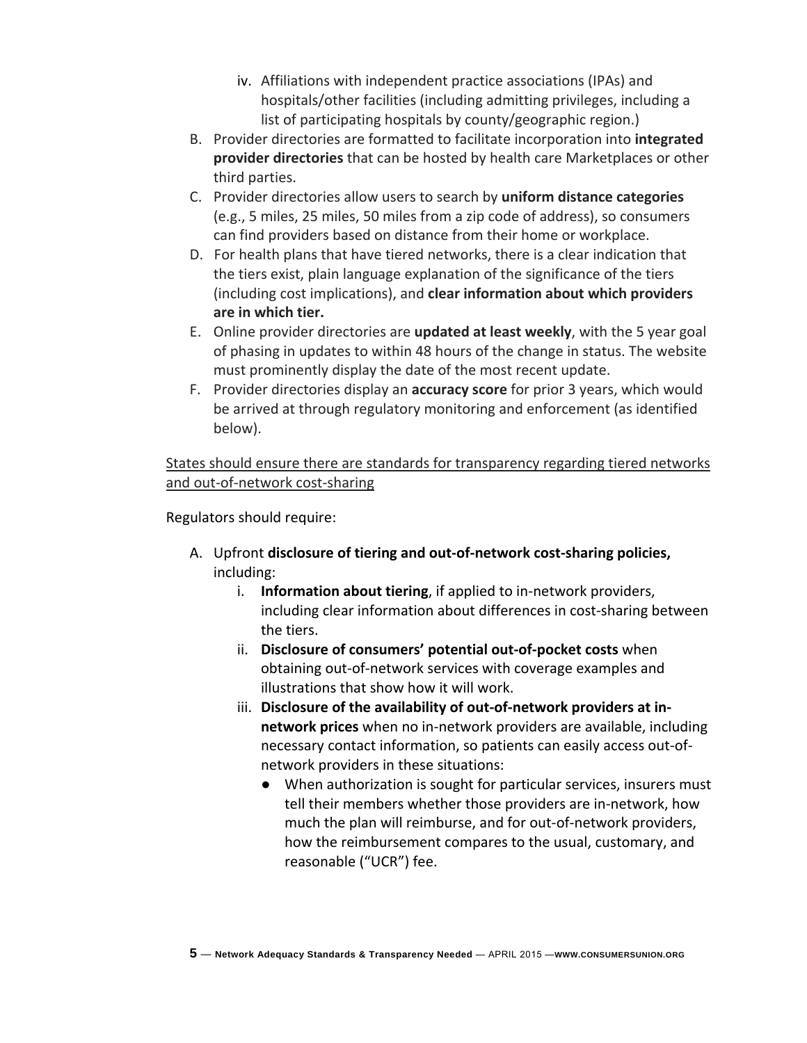iv. Affiliations with independent practice associations (IPAs) and hospitals/other facilities (including admitting privileges, including a list of participating hospitals by county/geographic region.)

B. Provider directories are formatted to facilitate incorporation into **integrated provider directories** that can be hosted by health care Marketplaces or other third parties.

C. Provider directories allow users to search by **uniform distance categories** (e.g., 5 miles, 25 miles, 50 miles from a zip code of address), so consumers can find providers based on distance from their home or workplace.

D. For health plans that have tiered networks, there is a clear indication that the tiers exist, plain language explanation of the significance of the tiers (including cost implications), and **clear information about which providers are in which tier.**

E. Online provider directories are **updated at least weekly**, with the 5 year goal of phasing in updates to within 48 hours of the change in status. The website must prominently display the date of the most recent update.

F. Provider directories display an **accuracy score** for prior 3 years, which would be arrived at through regulatory monitoring and enforcement (as identified below).

<u>States should ensure there are standards for transparency regarding tiered networks and out-of-network cost-sharing</u>

Regulators should require:

A. Upfront **disclosure of tiering and out-of-network cost-sharing policies,** including:
   i. **Information about tiering**, if applied to in-network providers, including clear information about differences in cost-sharing between the tiers.
   ii. **Disclosure of consumers' potential out-of-pocket costs** when obtaining out-of-network services with coverage examples and illustrations that show how it will work.
   iii. **Disclosure of the availability of out-of-network providers at in-network prices** when no in-network providers are available, including necessary contact information, so patients can easily access out-of-network providers in these situations:
      - When authorization is sought for particular services, insurers must tell their members whether those providers are in-network, how much the plan will reimburse, and for out-of-network providers, how the reimbursement compares to the usual, customary, and reasonable ("UCR") fee.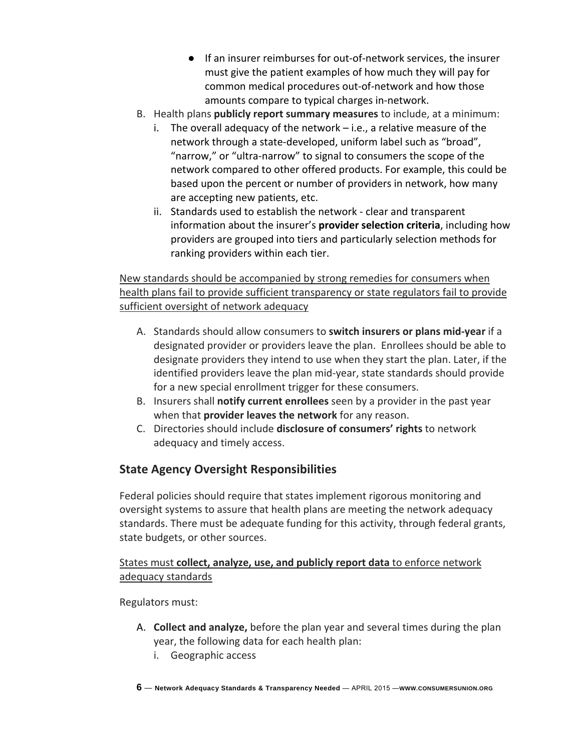- If an insurer reimburses for out-of-network services, the insurer must give the patient examples of how much they will pay for common medical procedures out-of-network and how those amounts compare to typical charges in-network.

B. Health plans **publicly report summary measures** to include, at a minimum:

   i. The overall adequacy of the network – i.e., a relative measure of the network through a state-developed, uniform label such as "broad", "narrow," or "ultra-narrow" to signal to consumers the scope of the network compared to other offered products. For example, this could be based upon the percent or number of providers in network, how many are accepting new patients, etc.

   ii. Standards used to establish the network - clear and transparent information about the insurer's **provider selection criteria**, including how providers are grouped into tiers and particularly selection methods for ranking providers within each tier.

<u>New standards should be accompanied by strong remedies for consumers when health plans fail to provide sufficient transparency or state regulators fail to provide sufficient oversight of network adequacy</u>

A. Standards should allow consumers to **switch insurers or plans mid-year** if a designated provider or providers leave the plan. Enrollees should be able to designate providers they intend to use when they start the plan. Later, if the identified providers leave the plan mid-year, state standards should provide for a new special enrollment trigger for these consumers.

B. Insurers shall **notify current enrollees** seen by a provider in the past year when that **provider leaves the network** for any reason.

C. Directories should include **disclosure of consumers' rights** to network adequacy and timely access.

## State Agency Oversight Responsibilities

Federal policies should require that states implement rigorous monitoring and oversight systems to assure that health plans are meeting the network adequacy standards. There must be adequate funding for this activity, through federal grants, state budgets, or other sources.

<u>States must **collect, analyze, use, and publicly report data** to enforce network adequacy standards</u>

Regulators must:

A. **Collect and analyze,** before the plan year and several times during the plan year, the following data for each health plan:

   i. Geographic access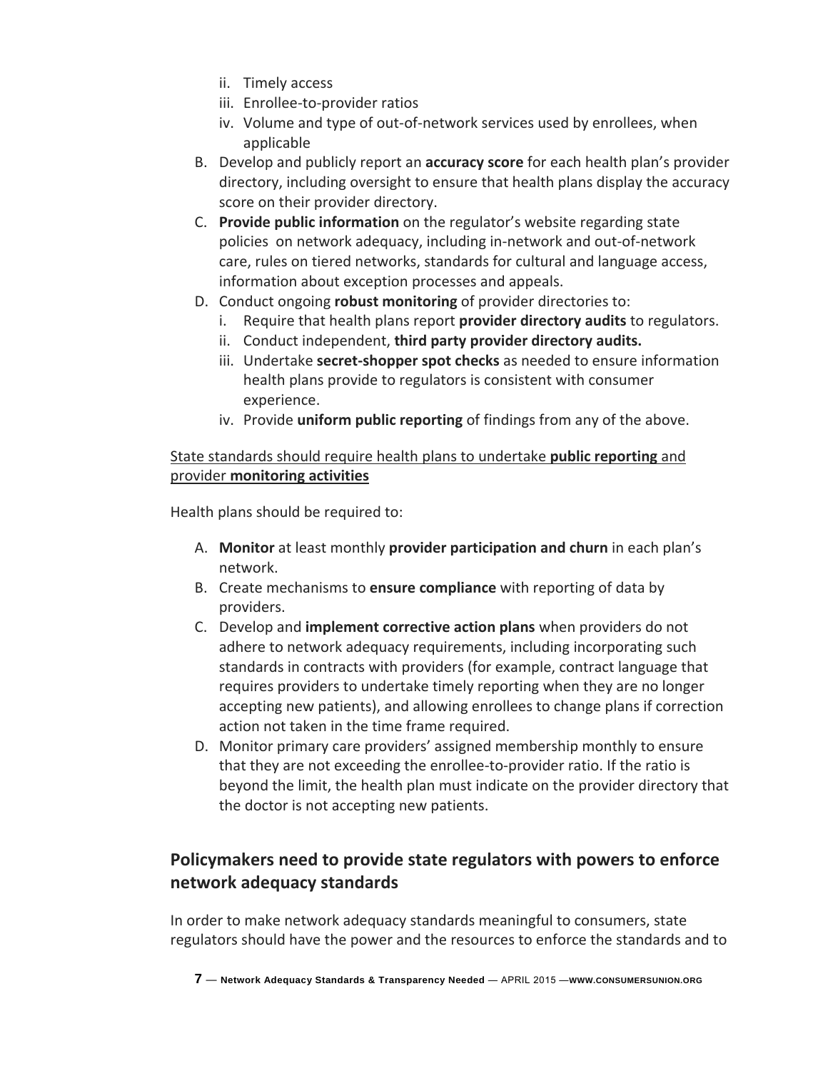ii. Timely access
   iii. Enrollee-to-provider ratios
   iv. Volume and type of out-of-network services used by enrollees, when applicable

B. Develop and publicly report an **accuracy score** for each health plan's provider directory, including oversight to ensure that health plans display the accuracy score on their provider directory.
C. **Provide public information** on the regulator's website regarding state policies on network adequacy, including in-network and out-of-network care, rules on tiered networks, standards for cultural and language access, information about exception processes and appeals.
D. Conduct ongoing **robust monitoring** of provider directories to:
   i. Require that health plans report **provider directory audits** to regulators.
   ii. Conduct independent, **third party provider directory audits.**
   iii. Undertake **secret-shopper spot checks** as needed to ensure information health plans provide to regulators is consistent with consumer experience.
   iv. Provide **uniform public reporting** of findings from any of the above.

<u>State standards should require health plans to undertake **public reporting** and provider **monitoring activities**</u>

Health plans should be required to:

A. **Monitor** at least monthly **provider participation and churn** in each plan's network.
B. Create mechanisms to **ensure compliance** with reporting of data by providers.
C. Develop and **implement corrective action plans** when providers do not adhere to network adequacy requirements, including incorporating such standards in contracts with providers (for example, contract language that requires providers to undertake timely reporting when they are no longer accepting new patients), and allowing enrollees to change plans if correction action not taken in the time frame required.
D. Monitor primary care providers' assigned membership monthly to ensure that they are not exceeding the enrollee-to-provider ratio. If the ratio is beyond the limit, the health plan must indicate on the provider directory that the doctor is not accepting new patients.

## Policymakers need to provide state regulators with powers to enforce network adequacy standards

In order to make network adequacy standards meaningful to consumers, state regulators should have the power and the resources to enforce the standards and to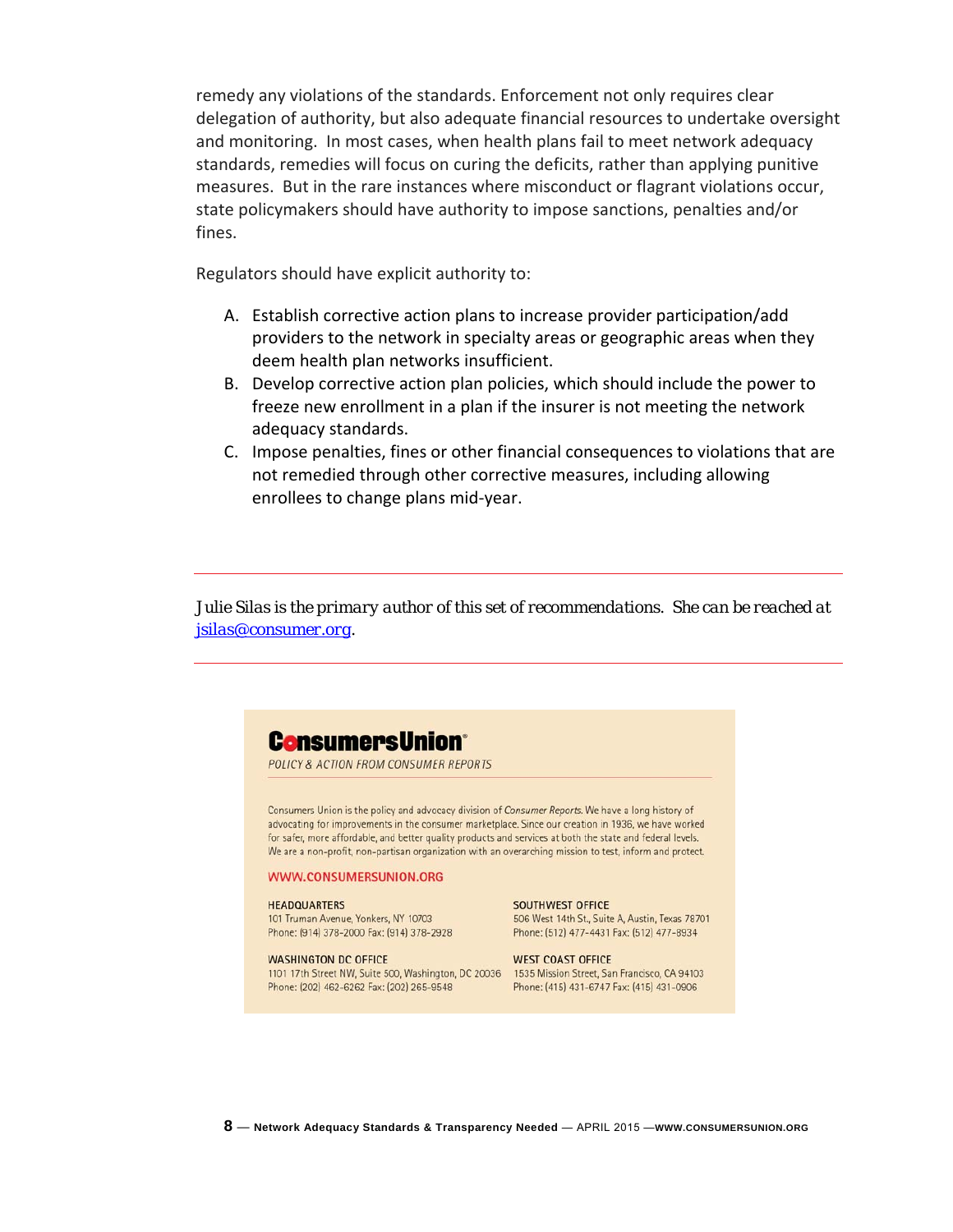remedy any violations of the standards. Enforcement not only requires clear delegation of authority, but also adequate financial resources to undertake oversight and monitoring. In most cases, when health plans fail to meet network adequacy standards, remedies will focus on curing the deficits, rather than applying punitive measures. But in the rare instances where misconduct or flagrant violations occur, state policymakers should have authority to impose sanctions, penalties and/or fines.

Regulators should have explicit authority to:

A. Establish corrective action plans to increase provider participation/add providers to the network in specialty areas or geographic areas when they deem health plan networks insufficient.
B. Develop corrective action plan policies, which should include the power to freeze new enrollment in a plan if the insurer is not meeting the network adequacy standards.
C. Impose penalties, fines or other financial consequences to violations that are not remedied through other corrective measures, including allowing enrollees to change plans mid-year.

---

*Julie Silas is the primary author of this set of recommendations. She can be reached at [jsilas@consumer.org](mailto:jsilas@consumer.org).*

---

**ConsumersUnion**®

*POLICY & ACTION FROM CONSUMER REPORTS*

Consumers Union is the policy and advocacy division of *Consumer Reports*. We have a long history of advocating for improvements in the consumer marketplace. Since our creation in 1936, we have worked for safer, more affordable, and better quality products and services at both the state and federal levels. We are a non-profit, non-partisan organization with an overarching mission to test, inform and protect.

WWW.CONSUMERSUNION.ORG

**HEADQUARTERS**
101 Truman Avenue, Yonkers, NY 10703
Phone: (914) 378-2000 Fax: (914) 378-2928

**WASHINGTON DC OFFICE**
1101 17th Street NW, Suite 500, Washington, DC 20036
Phone: (202) 462-6262 Fax: (202) 265-9548

**SOUTHWEST OFFICE**
506 West 14th St., Suite A, Austin, Texas 78701
Phone: (512) 477-4431 Fax: (512) 477-8934

**WEST COAST OFFICE**
1535 Mission Street, San Francisco, CA 94103
Phone: (415) 431-6747 Fax: (415) 431-0906